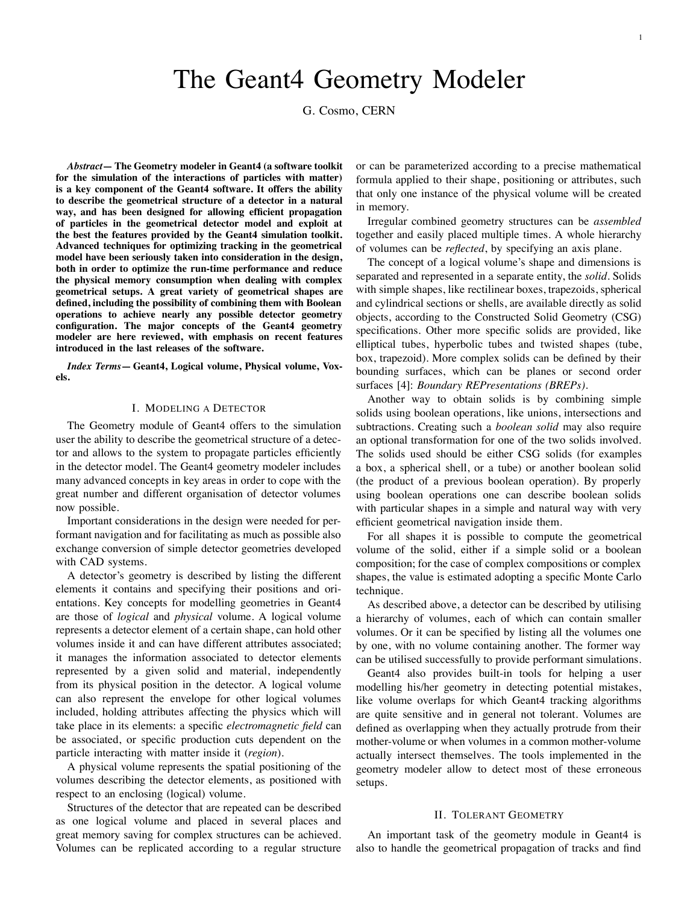# The Geant4 Geometry Modeler

G. Cosmo, CERN

***Abstract*— The Geometry modeler in Geant4 (a software toolkit for the simulation of the interactions of particles with matter) is a key component of the Geant4 software. It offers the ability to describe the geometrical structure of a detector in a natural way, and has been designed for allowing efficient propagation of particles in the geometrical detector model and exploit at the best the features provided by the Geant4 simulation toolkit. Advanced techniques for optimizing tracking in the geometrical model have been seriously taken into consideration in the design, both in order to optimize the run-time performance and reduce the physical memory consumption when dealing with complex geometrical setups. A great variety of geometrical shapes are defined, including the possibility of combining them with Boolean operations to achieve nearly any possible detector geometry configuration. The major concepts of the Geant4 geometry modeler are here reviewed, with emphasis on recent features introduced in the last releases of the software.**

***Index Terms*— Geant4, Logical volume, Physical volume, Voxels.**

## I. Modeling a Detector

The Geometry module of Geant4 offers to the simulation user the ability to describe the geometrical structure of a detector and allows to the system to propagate particles efficiently in the detector model. The Geant4 geometry modeler includes many advanced concepts in key areas in order to cope with the great number and different organisation of detector volumes now possible.

Important considerations in the design were needed for performant navigation and for facilitating as much as possible also exchange conversion of simple detector geometries developed with CAD systems.

A detector's geometry is described by listing the different elements it contains and specifying their positions and orientations. Key concepts for modelling geometries in Geant4 are those of *logical* and *physical* volume. A logical volume represents a detector element of a certain shape, can hold other volumes inside it and can have different attributes associated; it manages the information associated to detector elements represented by a given solid and material, independently from its physical position in the detector. A logical volume can also represent the envelope for other logical volumes included, holding attributes affecting the physics which will take place in its elements: a specific *electromagnetic field* can be associated, or specific production cuts dependent on the particle interacting with matter inside it (*region*).

A physical volume represents the spatial positioning of the volumes describing the detector elements, as positioned with respect to an enclosing (logical) volume.

Structures of the detector that are repeated can be described as one logical volume and placed in several places and great memory saving for complex structures can be achieved. Volumes can be replicated according to a regular structure or can be parameterized according to a precise mathematical formula applied to their shape, positioning or attributes, such that only one instance of the physical volume will be created in memory.

Irregular combined geometry structures can be *assembled* together and easily placed multiple times. A whole hierarchy of volumes can be *reflected*, by specifying an axis plane.

The concept of a logical volume's shape and dimensions is separated and represented in a separate entity, the *solid*. Solids with simple shapes, like rectilinear boxes, trapezoids, spherical and cylindrical sections or shells, are available directly as solid objects, according to the Constructed Solid Geometry (CSG) specifications. Other more specific solids are provided, like elliptical tubes, hyperbolic tubes and twisted shapes (tube, box, trapezoid). More complex solids can be defined by their bounding surfaces, which can be planes or second order surfaces [4]: *Boundary REPresentations (BREPs)*.

Another way to obtain solids is by combining simple solids using boolean operations, like unions, intersections and subtractions. Creating such a *boolean solid* may also require an optional transformation for one of the two solids involved. The solids used should be either CSG solids (for examples a box, a spherical shell, or a tube) or another boolean solid (the product of a previous boolean operation). By properly using boolean operations one can describe boolean solids with particular shapes in a simple and natural way with very efficient geometrical navigation inside them.

For all shapes it is possible to compute the geometrical volume of the solid, either if a simple solid or a boolean composition; for the case of complex compositions or complex shapes, the value is estimated adopting a specific Monte Carlo technique.

As described above, a detector can be described by utilising a hierarchy of volumes, each of which can contain smaller volumes. Or it can be specified by listing all the volumes one by one, with no volume containing another. The former way can be utilised successfully to provide performant simulations.

Geant4 also provides built-in tools for helping a user modelling his/her geometry in detecting potential mistakes, like volume overlaps for which Geant4 tracking algorithms are quite sensitive and in general not tolerant. Volumes are defined as overlapping when they actually protrude from their mother-volume or when volumes in a common mother-volume actually intersect themselves. The tools implemented in the geometry modeler allow to detect most of these erroneous setups.

## II. Tolerant Geometry

An important task of the geometry module in Geant4 is also to handle the geometrical propagation of tracks and find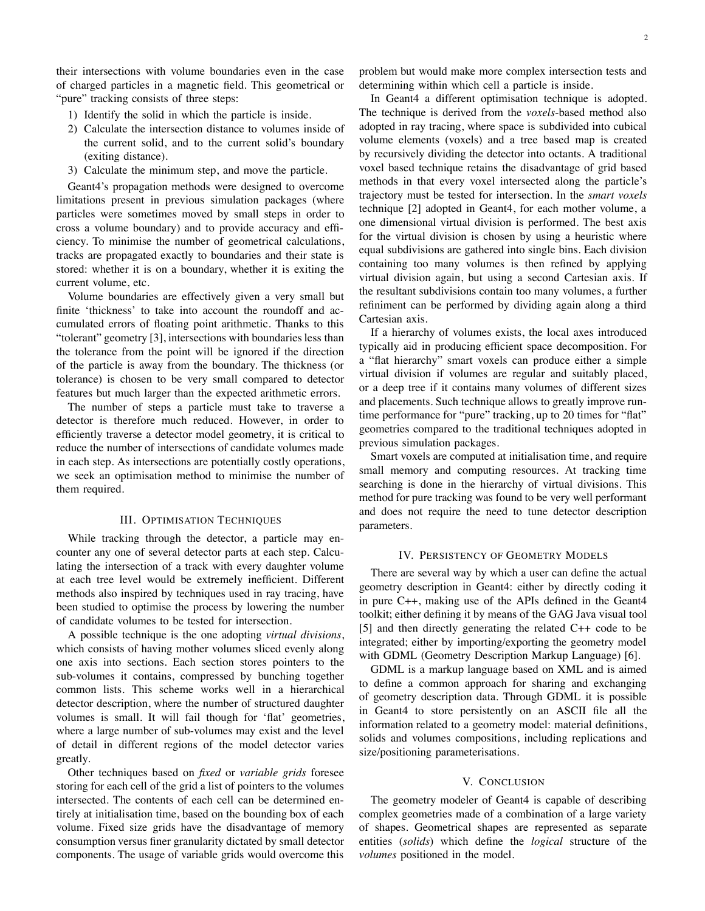their intersections with volume boundaries even in the case of charged particles in a magnetic field. This geometrical or "pure" tracking consists of three steps:

1) Identify the solid in which the particle is inside.
2) Calculate the intersection distance to volumes inside of the current solid, and to the current solid's boundary (exiting distance).
3) Calculate the minimum step, and move the particle.

Geant4's propagation methods were designed to overcome limitations present in previous simulation packages (where particles were sometimes moved by small steps in order to cross a volume boundary) and to provide accuracy and efficiency. To minimise the number of geometrical calculations, tracks are propagated exactly to boundaries and their state is stored: whether it is on a boundary, whether it is exiting the current volume, etc.

Volume boundaries are effectively given a very small but finite 'thickness' to take into account the roundoff and accumulated errors of floating point arithmetic. Thanks to this "tolerant" geometry [3], intersections with boundaries less than the tolerance from the point will be ignored if the direction of the particle is away from the boundary. The thickness (or tolerance) is chosen to be very small compared to detector features but much larger than the expected arithmetic errors.

The number of steps a particle must take to traverse a detector is therefore much reduced. However, in order to efficiently traverse a detector model geometry, it is critical to reduce the number of intersections of candidate volumes made in each step. As intersections are potentially costly operations, we seek an optimisation method to minimise the number of them required.

## III. Optimisation Techniques

While tracking through the detector, a particle may encounter any one of several detector parts at each step. Calculating the intersection of a track with every daughter volume at each tree level would be extremely inefficient. Different methods also inspired by techniques used in ray tracing, have been studied to optimise the process by lowering the number of candidate volumes to be tested for intersection.

A possible technique is the one adopting *virtual divisions*, which consists of having mother volumes sliced evenly along one axis into sections. Each section stores pointers to the sub-volumes it contains, compressed by bunching together common lists. This scheme works well in a hierarchical detector description, where the number of structured daughter volumes is small. It will fail though for 'flat' geometries, where a large number of sub-volumes may exist and the level of detail in different regions of the model detector varies greatly.

Other techniques based on *fixed* or *variable grids* foresee storing for each cell of the grid a list of pointers to the volumes intersected. The contents of each cell can be determined entirely at initialisation time, based on the bounding box of each volume. Fixed size grids have the disadvantage of memory consumption versus finer granularity dictated by small detector components. The usage of variable grids would overcome this problem but would make more complex intersection tests and determining within which cell a particle is inside.

In Geant4 a different optimisation technique is adopted. The technique is derived from the *voxels*-based method also adopted in ray tracing, where space is subdivided into cubical volume elements (voxels) and a tree based map is created by recursively dividing the detector into octants. A traditional voxel based technique retains the disadvantage of grid based methods in that every voxel intersected along the particle's trajectory must be tested for intersection. In the *smart voxels* technique [2] adopted in Geant4, for each mother volume, a one dimensional virtual division is performed. The best axis for the virtual division is chosen by using a heuristic where equal subdivisions are gathered into single bins. Each division containing too many volumes is then refined by applying virtual division again, but using a second Cartesian axis. If the resultant subdivisions contain too many volumes, a further refiniment can be performed by dividing again along a third Cartesian axis.

If a hierarchy of volumes exists, the local axes introduced typically aid in producing efficient space decomposition. For a "flat hierarchy" smart voxels can produce either a simple virtual division if volumes are regular and suitably placed, or a deep tree if it contains many volumes of different sizes and placements. Such technique allows to greatly improve run-time performance for "pure" tracking, up to 20 times for "flat" geometries compared to the traditional techniques adopted in previous simulation packages.

Smart voxels are computed at initialisation time, and require small memory and computing resources. At tracking time searching is done in the hierarchy of virtual divisions. This method for pure tracking was found to be very well performant and does not require the need to tune detector description parameters.

## IV. Persistency of Geometry Models

There are several way by which a user can define the actual geometry description in Geant4: either by directly coding it in pure C++, making use of the APIs defined in the Geant4 toolkit; either defining it by means of the GAG Java visual tool [5] and then directly generating the related C++ code to be integrated; either by importing/exporting the geometry model with GDML (Geometry Description Markup Language) [6].

GDML is a markup language based on XML and is aimed to define a common approach for sharing and exchanging of geometry description data. Through GDML it is possible in Geant4 to store persistently on an ASCII file all the information related to a geometry model: material definitions, solids and volumes compositions, including replications and size/positioning parameterisations.

## V. Conclusion

The geometry modeler of Geant4 is capable of describing complex geometries made of a combination of a large variety of shapes. Geometrical shapes are represented as separate entities (*solids*) which define the *logical* structure of the *volumes* positioned in the model.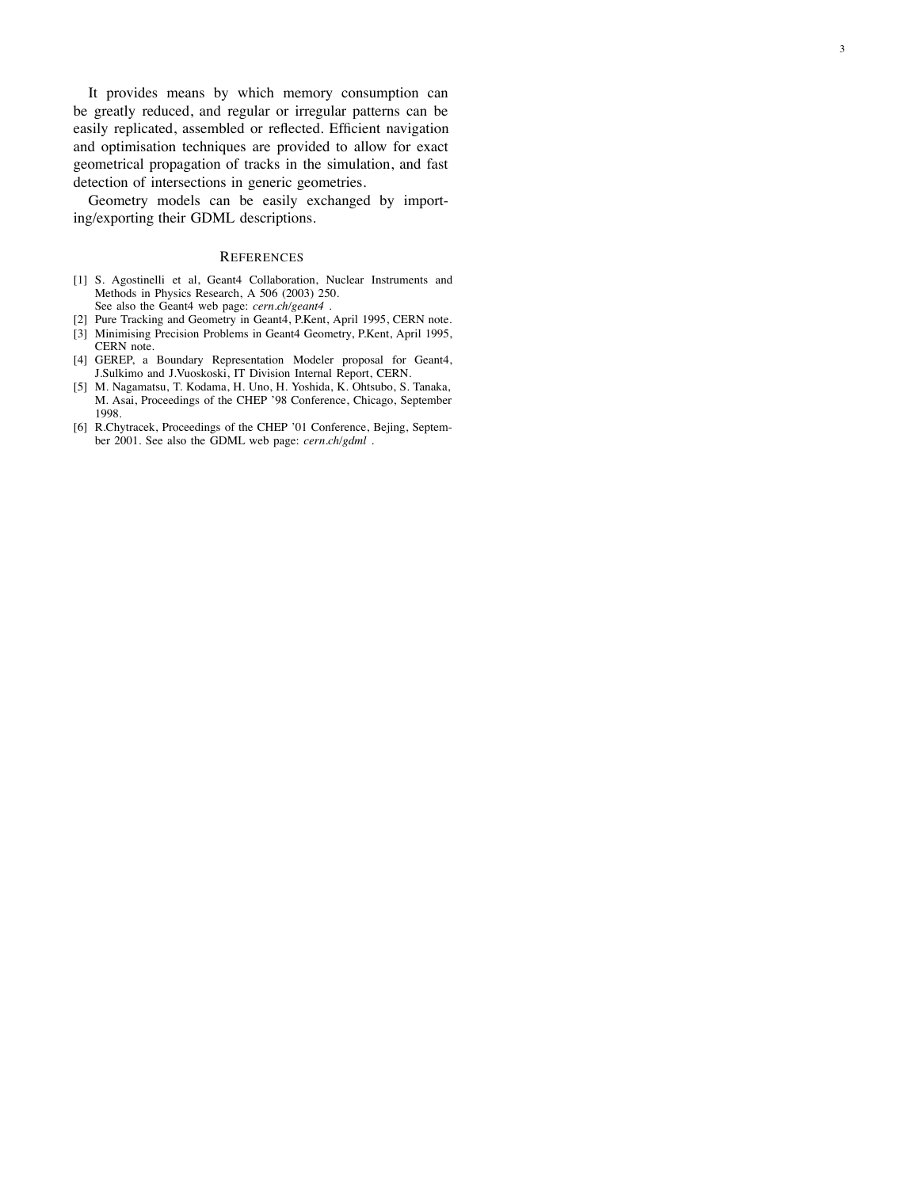It provides means by which memory consumption can be greatly reduced, and regular or irregular patterns can be easily replicated, assembled or reflected. Efficient navigation and optimisation techniques are provided to allow for exact geometrical propagation of tracks in the simulation, and fast detection of intersections in generic geometries.

Geometry models can be easily exchanged by importing/exporting their GDML descriptions.

## REFERENCES

[1] S. Agostinelli et al, Geant4 Collaboration, Nuclear Instruments and Methods in Physics Research, A 506 (2003) 250.
See also the Geant4 web page: *cern.ch/geant4* .

[2] Pure Tracking and Geometry in Geant4, P.Kent, April 1995, CERN note.

[3] Minimising Precision Problems in Geant4 Geometry, P.Kent, April 1995, CERN note.

[4] GEREP, a Boundary Representation Modeler proposal for Geant4, J.Sulkimo and J.Vuoskoski, IT Division Internal Report, CERN.

[5] M. Nagamatsu, T. Kodama, H. Uno, H. Yoshida, K. Ohtsubo, S. Tanaka, M. Asai, Proceedings of the CHEP '98 Conference, Chicago, September 1998.

[6] R.Chytracek, Proceedings of the CHEP '01 Conference, Bejing, September 2001. See also the GDML web page: *cern.ch/gdml* .